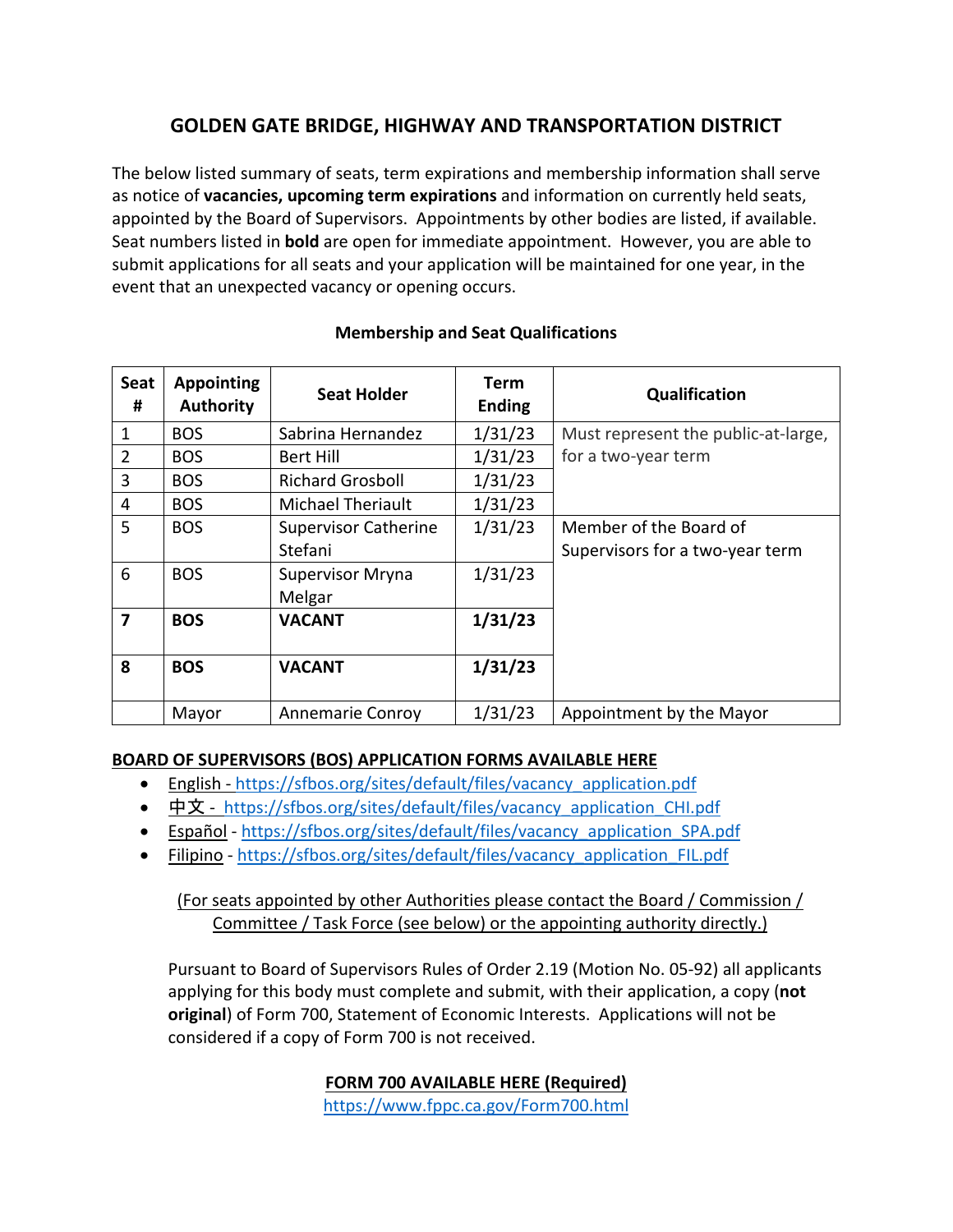# GOLDEN GATE BRIDGE, HIGHWAY AND TRANSPORTATION DISTRICT

The below listed summary of seats, term expirations and membership information shall serve as notice of **vacancies, upcoming term expirations** and information on currently held seats, appointed by the Board of Supervisors. Appointments by other bodies are listed, if available. Seat numbers listed in **bold** are open for immediate appointment. However, you are able to submit applications for all seats and your application will be maintained for one year, in the event that an unexpected vacancy or opening occurs.

## Membership and Seat Qualifications

| Seat # | Appointing Authority | Seat Holder | Term Ending | Qualification |
|---|---|---|---|---|
| 1 | BOS | Sabrina Hernandez | 1/31/23 | Must represent the public-at-large, for a two-year term |
| 2 | BOS | Bert Hill | 1/31/23 | |
| 3 | BOS | Richard Grosboll | 1/31/23 | |
| 4 | BOS | Michael Theriault | 1/31/23 | |
| 5 | BOS | Supervisor Catherine Stefani | 1/31/23 | Member of the Board of Supervisors for a two-year term |
| 6 | BOS | Supervisor Mryna Melgar | 1/31/23 | |
| **7** | **BOS** | **VACANT** | **1/31/23** | |
| **8** | **BOS** | **VACANT** | **1/31/23** | |
| | Mayor | Annemarie Conroy | 1/31/23 | Appointment by the Mayor |

**BOARD OF SUPERVISORS (BOS) APPLICATION FORMS AVAILABLE HERE**

- English - https://sfbos.org/sites/default/files/vacancy_application.pdf
- 中文 - https://sfbos.org/sites/default/files/vacancy_application_CHI.pdf
- Español - https://sfbos.org/sites/default/files/vacancy_application_SPA.pdf
- Filipino - https://sfbos.org/sites/default/files/vacancy_application_FIL.pdf

(For seats appointed by other Authorities please contact the Board / Commission / Committee / Task Force (see below) or the appointing authority directly.)

Pursuant to Board of Supervisors Rules of Order 2.19 (Motion No. 05-92) all applicants applying for this body must complete and submit, with their application, a copy (**not original**) of Form 700, Statement of Economic Interests. Applications will not be considered if a copy of Form 700 is not received.

**FORM 700 AVAILABLE HERE (Required)**

https://www.fppc.ca.gov/Form700.html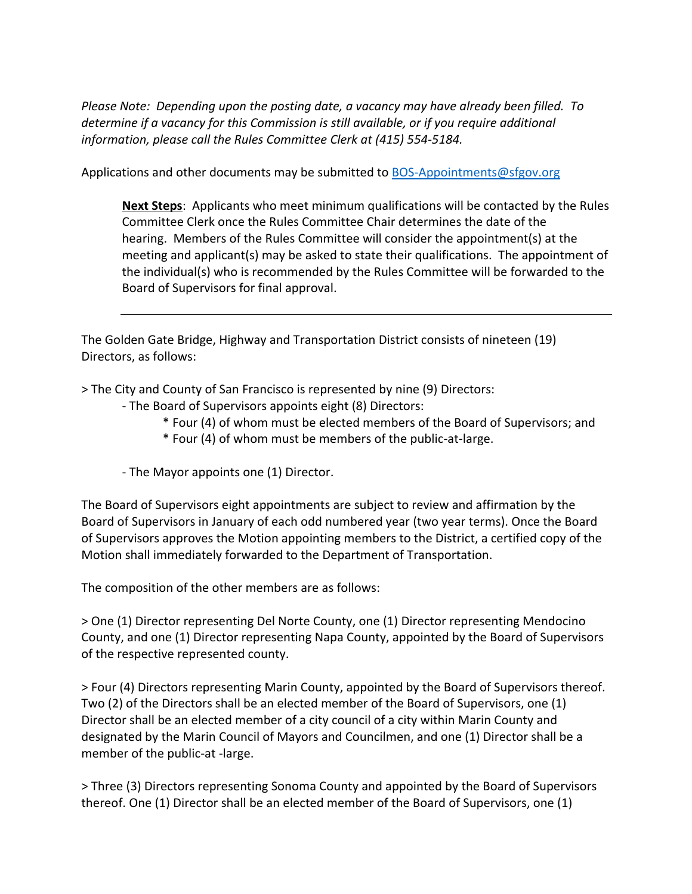*Please Note: Depending upon the posting date, a vacancy may have already been filled. To determine if a vacancy for this Commission is still available, or if you require additional information, please call the Rules Committee Clerk at (415) 554-5184.*

Applications and other documents may be submitted to [BOS-Appointments@sfgov.org](mailto:BOS-Appointments@sfgov.org)

> **<u>Next Steps</u>**: Applicants who meet minimum qualifications will be contacted by the Rules Committee Clerk once the Rules Committee Chair determines the date of the hearing. Members of the Rules Committee will consider the appointment(s) at the meeting and applicant(s) may be asked to state their qualifications. The appointment of the individual(s) who is recommended by the Rules Committee will be forwarded to the Board of Supervisors for final approval.

---

The Golden Gate Bridge, Highway and Transportation District consists of nineteen (19) Directors, as follows:

> The City and County of San Francisco is represented by nine (9) Directors:
- The Board of Supervisors appoints eight (8) Directors:
  * Four (4) of whom must be elected members of the Board of Supervisors; and
  * Four (4) of whom must be members of the public-at-large.

- The Mayor appoints one (1) Director.

The Board of Supervisors eight appointments are subject to review and affirmation by the Board of Supervisors in January of each odd numbered year (two year terms). Once the Board of Supervisors approves the Motion appointing members to the District, a certified copy of the Motion shall immediately forwarded to the Department of Transportation.

The composition of the other members are as follows:

> One (1) Director representing Del Norte County, one (1) Director representing Mendocino County, and one (1) Director representing Napa County, appointed by the Board of Supervisors of the respective represented county.

> Four (4) Directors representing Marin County, appointed by the Board of Supervisors thereof. Two (2) of the Directors shall be an elected member of the Board of Supervisors, one (1) Director shall be an elected member of a city council of a city within Marin County and designated by the Marin Council of Mayors and Councilmen, and one (1) Director shall be a member of the public-at -large.

> Three (3) Directors representing Sonoma County and appointed by the Board of Supervisors thereof. One (1) Director shall be an elected member of the Board of Supervisors, one (1)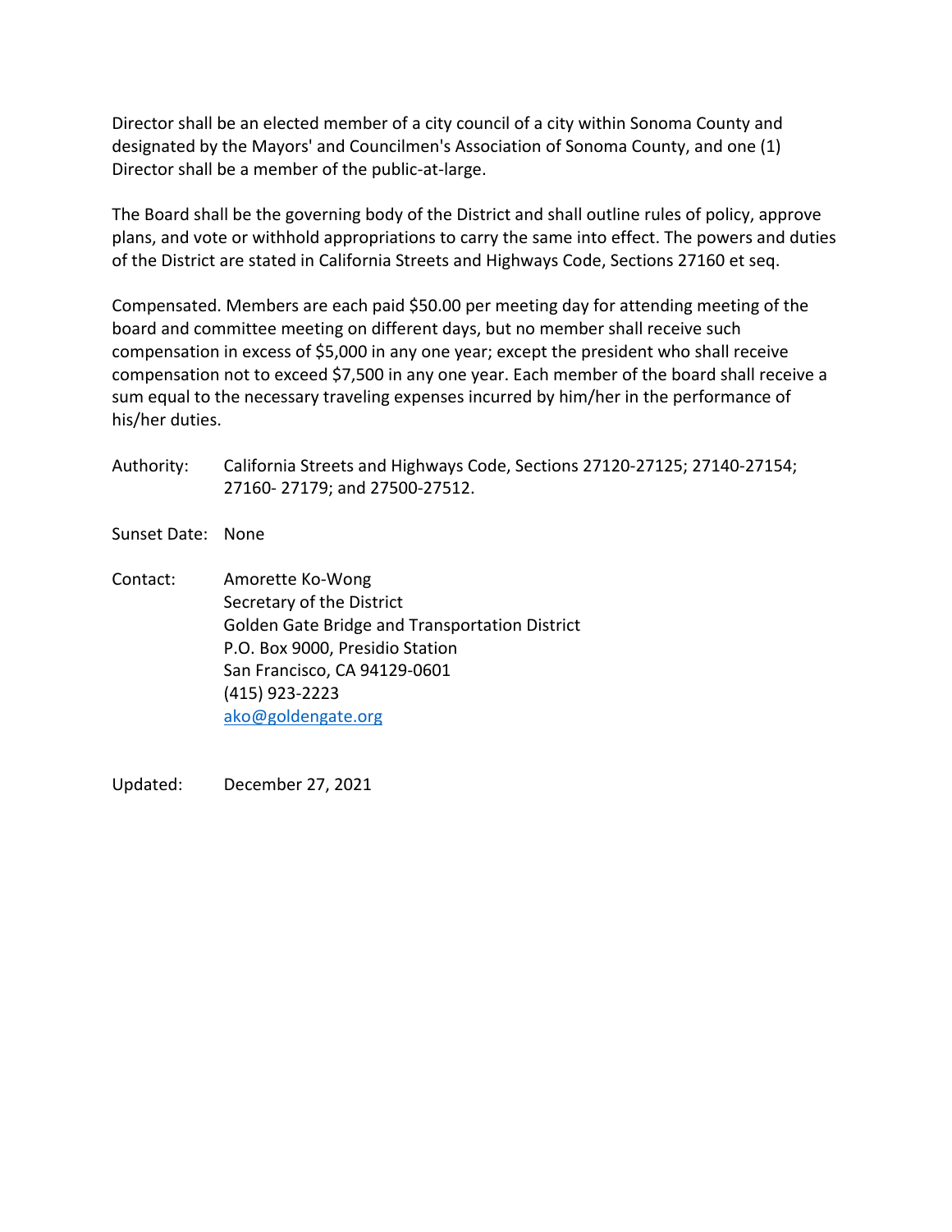Director shall be an elected member of a city council of a city within Sonoma County and designated by the Mayors' and Councilmen's Association of Sonoma County, and one (1) Director shall be a member of the public-at-large.

The Board shall be the governing body of the District and shall outline rules of policy, approve plans, and vote or withhold appropriations to carry the same into effect. The powers and duties of the District are stated in California Streets and Highways Code, Sections 27160 et seq.

Compensated. Members are each paid $50.00 per meeting day for attending meeting of the board and committee meeting on different days, but no member shall receive such compensation in excess of $5,000 in any one year; except the president who shall receive compensation not to exceed $7,500 in any one year. Each member of the board shall receive a sum equal to the necessary traveling expenses incurred by him/her in the performance of his/her duties.

Authority: California Streets and Highways Code, Sections 27120-27125; 27140-27154; 27160- 27179; and 27500-27512.

Sunset Date: None

Contact: Amorette Ko-Wong
Secretary of the District
Golden Gate Bridge and Transportation District
P.O. Box 9000, Presidio Station
San Francisco, CA 94129-0601
(415) 923-2223
ako@goldengate.org

Updated: December 27, 2021